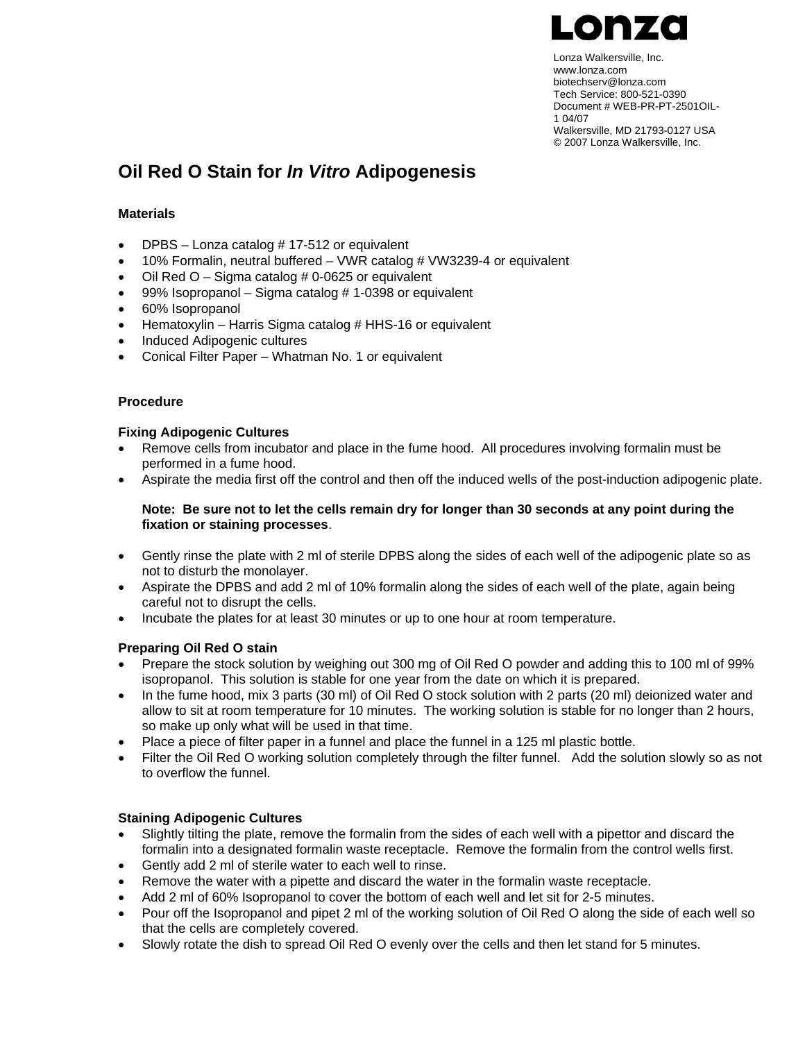Lonza

Lonza Walkersville, Inc.
www.lonza.com
biotechserv@lonza.com
Tech Service: 800-521-0390
Document # WEB-PR-PT-2501OIL-1 04/07
Walkersville, MD 21793-0127 USA
© 2007 Lonza Walkersville, Inc.

# Oil Red O Stain for *In Vitro* Adipogenesis

## Materials

- DPBS – Lonza catalog # 17-512 or equivalent
- 10% Formalin, neutral buffered – VWR catalog # VW3239-4 or equivalent
- Oil Red O – Sigma catalog # 0-0625 or equivalent
- 99% Isopropanol – Sigma catalog # 1-0398 or equivalent
- 60% Isopropanol
- Hematoxylin – Harris Sigma catalog # HHS-16 or equivalent
- Induced Adipogenic cultures
- Conical Filter Paper – Whatman No. 1 or equivalent

## Procedure

### Fixing Adipogenic Cultures

- Remove cells from incubator and place in the fume hood. All procedures involving formalin must be performed in a fume hood.
- Aspirate the media first off the control and then off the induced wells of the post-induction adipogenic plate.

  **Note: Be sure not to let the cells remain dry for longer than 30 seconds at any point during the fixation or staining processes**.

- Gently rinse the plate with 2 ml of sterile DPBS along the sides of each well of the adipogenic plate so as not to disturb the monolayer.
- Aspirate the DPBS and add 2 ml of 10% formalin along the sides of each well of the plate, again being careful not to disrupt the cells.
- Incubate the plates for at least 30 minutes or up to one hour at room temperature.

### Preparing Oil Red O stain

- Prepare the stock solution by weighing out 300 mg of Oil Red O powder and adding this to 100 ml of 99% isopropanol. This solution is stable for one year from the date on which it is prepared.
- In the fume hood, mix 3 parts (30 ml) of Oil Red O stock solution with 2 parts (20 ml) deionized water and allow to sit at room temperature for 10 minutes. The working solution is stable for no longer than 2 hours, so make up only what will be used in that time.
- Place a piece of filter paper in a funnel and place the funnel in a 125 ml plastic bottle.
- Filter the Oil Red O working solution completely through the filter funnel. Add the solution slowly so as not to overflow the funnel.

### Staining Adipogenic Cultures

- Slightly tilting the plate, remove the formalin from the sides of each well with a pipettor and discard the formalin into a designated formalin waste receptacle. Remove the formalin from the control wells first.
- Gently add 2 ml of sterile water to each well to rinse.
- Remove the water with a pipette and discard the water in the formalin waste receptacle.
- Add 2 ml of 60% Isopropanol to cover the bottom of each well and let sit for 2-5 minutes.
- Pour off the Isopropanol and pipet 2 ml of the working solution of Oil Red O along the side of each well so that the cells are completely covered.
- Slowly rotate the dish to spread Oil Red O evenly over the cells and then let stand for 5 minutes.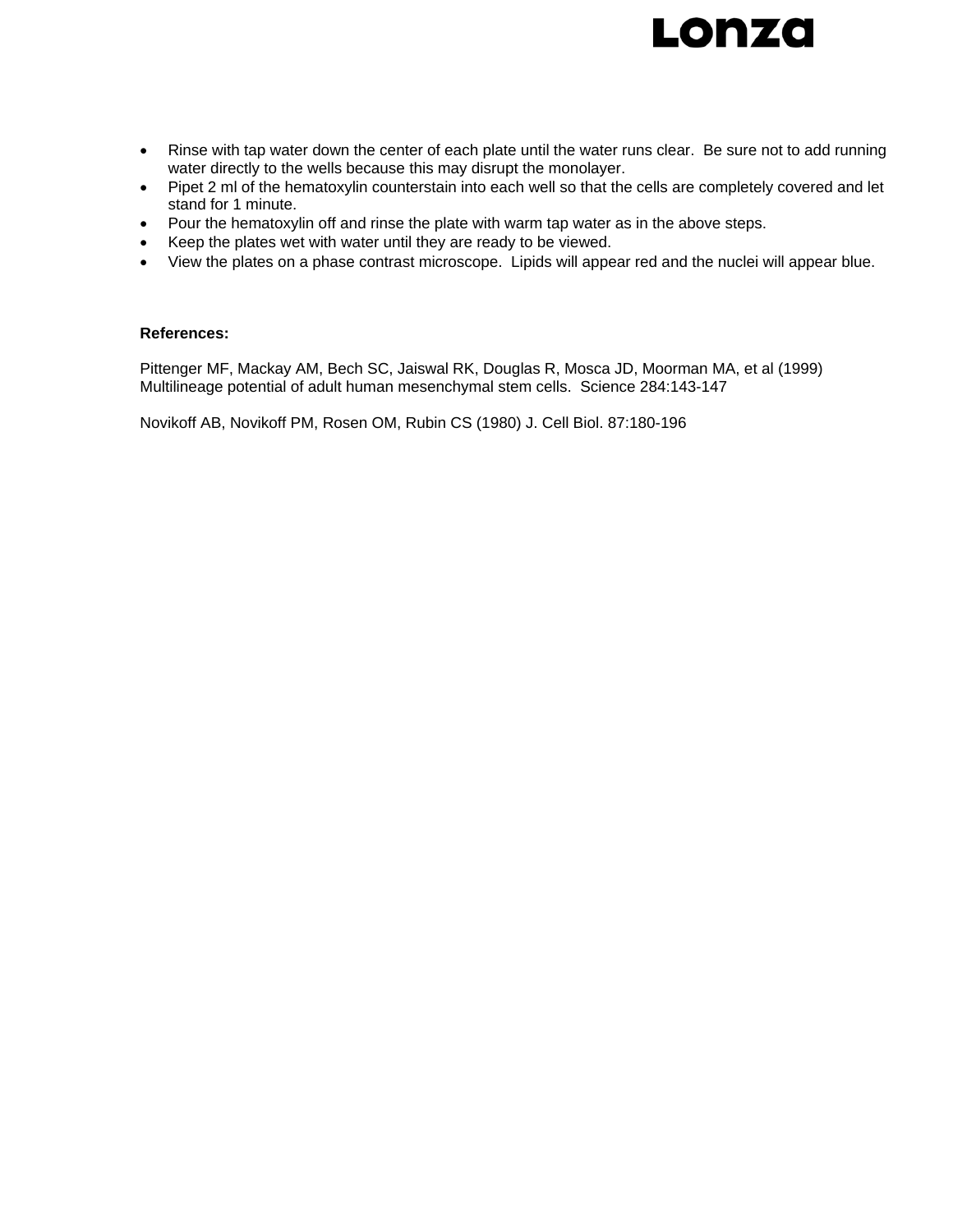- Rinse with tap water down the center of each plate until the water runs clear. Be sure not to add running water directly to the wells because this may disrupt the monolayer.
- Pipet 2 ml of the hematoxylin counterstain into each well so that the cells are completely covered and let stand for 1 minute.
- Pour the hematoxylin off and rinse the plate with warm tap water as in the above steps.
- Keep the plates wet with water until they are ready to be viewed.
- View the plates on a phase contrast microscope. Lipids will appear red and the nuclei will appear blue.

**References:**

Pittenger MF, Mackay AM, Bech SC, Jaiswal RK, Douglas R, Mosca JD, Moorman MA, et al (1999) Multilineage potential of adult human mesenchymal stem cells. Science 284:143-147

Novikoff AB, Novikoff PM, Rosen OM, Rubin CS (1980) J. Cell Biol. 87:180-196